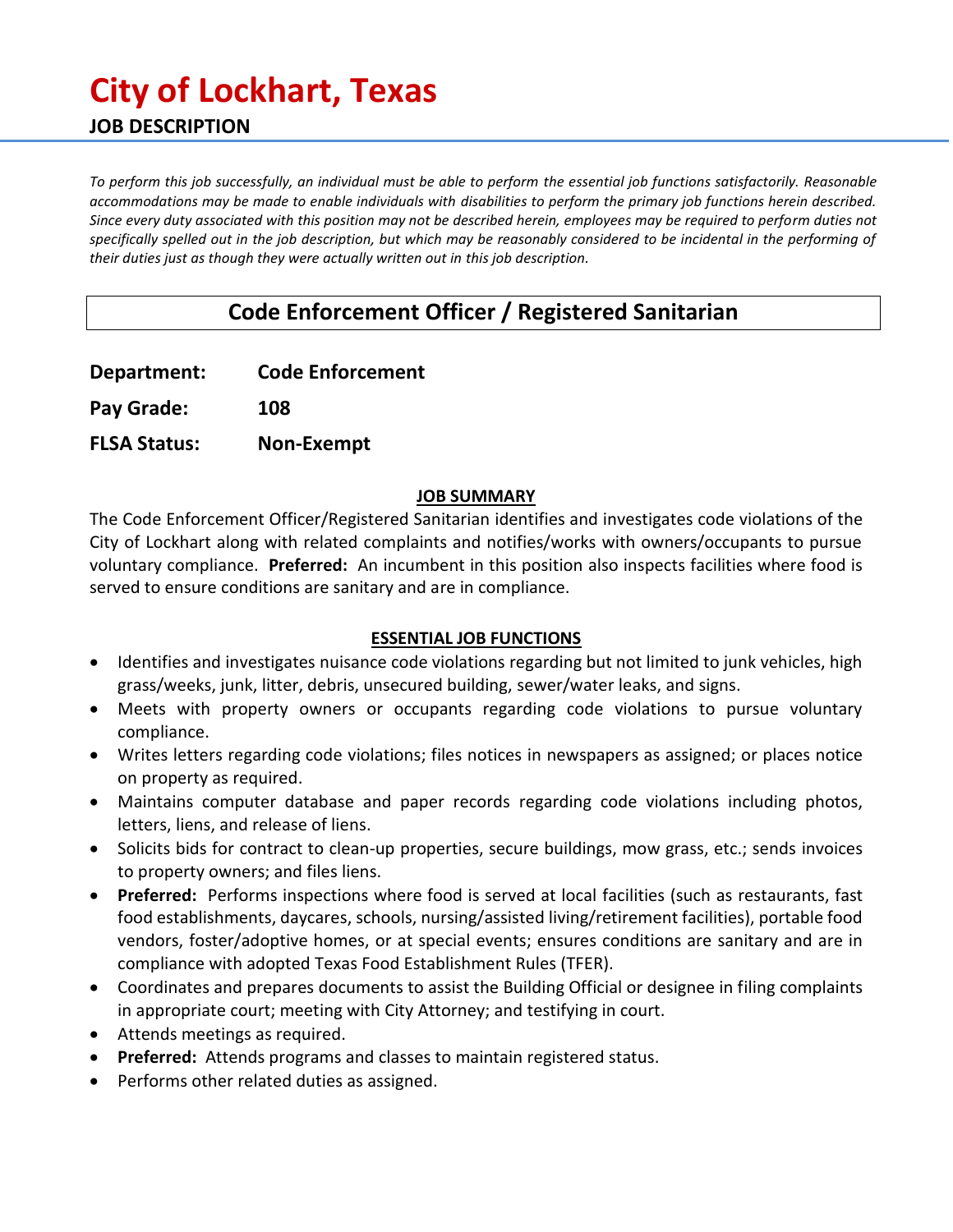# City of Lockhart, Texas

## JOB DESCRIPTION

*To perform this job successfully, an individual must be able to perform the essential job functions satisfactorily. Reasonable accommodations may be made to enable individuals with disabilities to perform the primary job functions herein described. Since every duty associated with this position may not be described herein, employees may be required to perform duties not specifically spelled out in the job description, but which may be reasonably considered to be incidental in the performing of their duties just as though they were actually written out in this job description.*

## Code Enforcement Officer / Registered Sanitarian

**Department:** **Code Enforcement**

**Pay Grade:** **108**

**FLSA Status:** **Non-Exempt**

### JOB SUMMARY

The Code Enforcement Officer/Registered Sanitarian identifies and investigates code violations of the City of Lockhart along with related complaints and notifies/works with owners/occupants to pursue voluntary compliance. **Preferred:** An incumbent in this position also inspects facilities where food is served to ensure conditions are sanitary and are in compliance.

### ESSENTIAL JOB FUNCTIONS

- Identifies and investigates nuisance code violations regarding but not limited to junk vehicles, high grass/weeks, junk, litter, debris, unsecured building, sewer/water leaks, and signs.
- Meets with property owners or occupants regarding code violations to pursue voluntary compliance.
- Writes letters regarding code violations; files notices in newspapers as assigned; or places notice on property as required.
- Maintains computer database and paper records regarding code violations including photos, letters, liens, and release of liens.
- Solicits bids for contract to clean-up properties, secure buildings, mow grass, etc.; sends invoices to property owners; and files liens.
- **Preferred:** Performs inspections where food is served at local facilities (such as restaurants, fast food establishments, daycares, schools, nursing/assisted living/retirement facilities), portable food vendors, foster/adoptive homes, or at special events; ensures conditions are sanitary and are in compliance with adopted Texas Food Establishment Rules (TFER).
- Coordinates and prepares documents to assist the Building Official or designee in filing complaints in appropriate court; meeting with City Attorney; and testifying in court.
- Attends meetings as required.
- **Preferred:** Attends programs and classes to maintain registered status.
- Performs other related duties as assigned.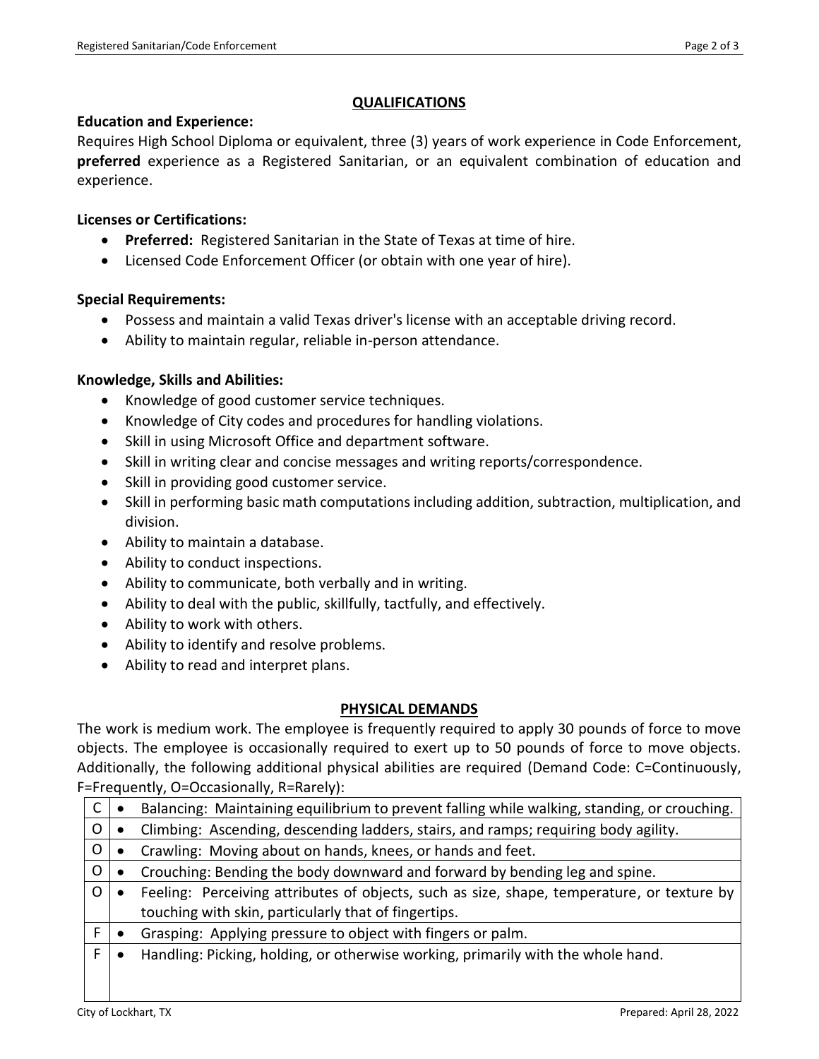## QUALIFICATIONS

### Education and Experience:

Requires High School Diploma or equivalent, three (3) years of work experience in Code Enforcement, **preferred** experience as a Registered Sanitarian, or an equivalent combination of education and experience.

### Licenses or Certifications:

- **Preferred:** Registered Sanitarian in the State of Texas at time of hire.
- Licensed Code Enforcement Officer (or obtain with one year of hire).

### Special Requirements:

- Possess and maintain a valid Texas driver's license with an acceptable driving record.
- Ability to maintain regular, reliable in-person attendance.

### Knowledge, Skills and Abilities:

- Knowledge of good customer service techniques.
- Knowledge of City codes and procedures for handling violations.
- Skill in using Microsoft Office and department software.
- Skill in writing clear and concise messages and writing reports/correspondence.
- Skill in providing good customer service.
- Skill in performing basic math computations including addition, subtraction, multiplication, and division.
- Ability to maintain a database.
- Ability to conduct inspections.
- Ability to communicate, both verbally and in writing.
- Ability to deal with the public, skillfully, tactfully, and effectively.
- Ability to work with others.
- Ability to identify and resolve problems.
- Ability to read and interpret plans.

## PHYSICAL DEMANDS

The work is medium work. The employee is frequently required to apply 30 pounds of force to move objects. The employee is occasionally required to exert up to 50 pounds of force to move objects. Additionally, the following additional physical abilities are required (Demand Code: C=Continuously, F=Frequently, O=Occasionally, R=Rarely):

| Code | Physical Ability |
|---|---|
| C | • Balancing: Maintaining equilibrium to prevent falling while walking, standing, or crouching. |
| O | • Climbing: Ascending, descending ladders, stairs, and ramps; requiring body agility. |
| O | • Crawling: Moving about on hands, knees, or hands and feet. |
| O | • Crouching: Bending the body downward and forward by bending leg and spine. |
| O | • Feeling: Perceiving attributes of objects, such as size, shape, temperature, or texture by touching with skin, particularly that of fingertips. |
| F | • Grasping: Applying pressure to object with fingers or palm. |
| F | • Handling: Picking, holding, or otherwise working, primarily with the whole hand. |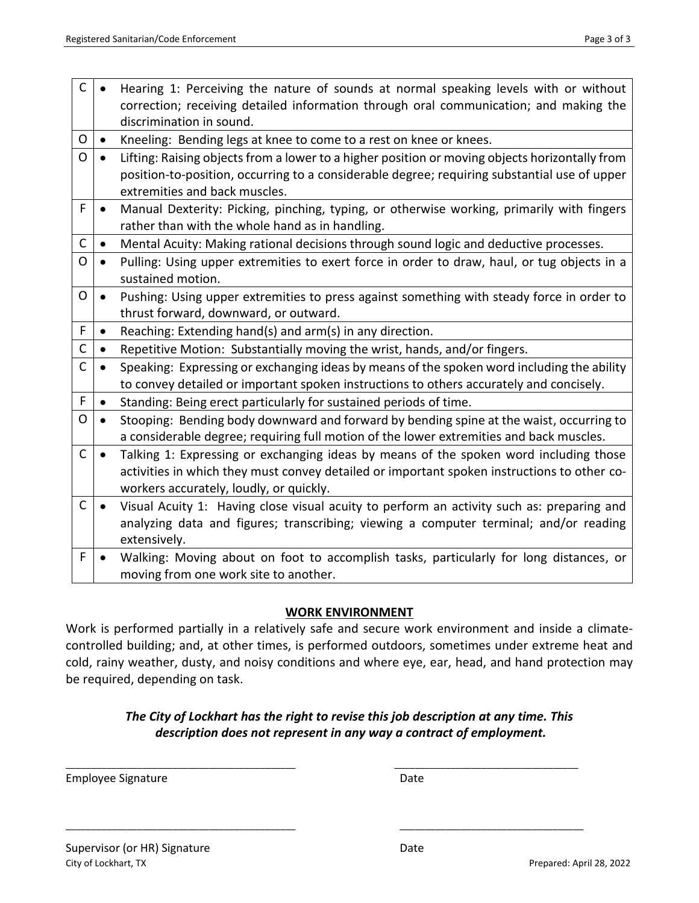| | |
|---|---|
| C | • Hearing 1: Perceiving the nature of sounds at normal speaking levels with or without correction; receiving detailed information through oral communication; and making the discrimination in sound. |
| O | • Kneeling: Bending legs at knee to come to a rest on knee or knees. |
| O | • Lifting: Raising objects from a lower to a higher position or moving objects horizontally from position-to-position, occurring to a considerable degree; requiring substantial use of upper extremities and back muscles. |
| F | • Manual Dexterity: Picking, pinching, typing, or otherwise working, primarily with fingers rather than with the whole hand as in handling. |
| C | • Mental Acuity: Making rational decisions through sound logic and deductive processes. |
| O | • Pulling: Using upper extremities to exert force in order to draw, haul, or tug objects in a sustained motion. |
| O | • Pushing: Using upper extremities to press against something with steady force in order to thrust forward, downward, or outward. |
| F | • Reaching: Extending hand(s) and arm(s) in any direction. |
| C | • Repetitive Motion: Substantially moving the wrist, hands, and/or fingers. |
| C | • Speaking: Expressing or exchanging ideas by means of the spoken word including the ability to convey detailed or important spoken instructions to others accurately and concisely. |
| F | • Standing: Being erect particularly for sustained periods of time. |
| O | • Stooping: Bending body downward and forward by bending spine at the waist, occurring to a considerable degree; requiring full motion of the lower extremities and back muscles. |
| C | • Talking 1: Expressing or exchanging ideas by means of the spoken word including those activities in which they must convey detailed or important spoken instructions to other co-workers accurately, loudly, or quickly. |
| C | • Visual Acuity 1: Having close visual acuity to perform an activity such as: preparing and analyzing data and figures; transcribing; viewing a computer terminal; and/or reading extensively. |
| F | • Walking: Moving about on foot to accomplish tasks, particularly for long distances, or moving from one work site to another. |

## WORK ENVIRONMENT

Work is performed partially in a relatively safe and secure work environment and inside a climate-controlled building; and, at other times, is performed outdoors, sometimes under extreme heat and cold, rainy weather, dusty, and noisy conditions and where eye, ear, head, and hand protection may be required, depending on task.

***The City of Lockhart has the right to revise this job description at any time. This description does not represent in any way a contract of employment.***

\_\_\_\_\_\_\_\_\_\_\_\_\_\_\_\_\_\_\_\_\_\_\_\_\_\_\_\_\_\_\_\_\_\_\_ \_\_\_\_\_\_\_\_\_\_\_\_\_\_\_\_\_\_\_\_\_\_\_\_\_\_\_\_\_\_

Employee Signature Date

\_\_\_\_\_\_\_\_\_\_\_\_\_\_\_\_\_\_\_\_\_\_\_\_\_\_\_\_\_\_\_\_\_\_\_ \_\_\_\_\_\_\_\_\_\_\_\_\_\_\_\_\_\_\_\_\_\_\_\_\_\_\_\_\_\_

Supervisor (or HR) Signature Date

City of Lockhart, TX Prepared: April 28, 2022